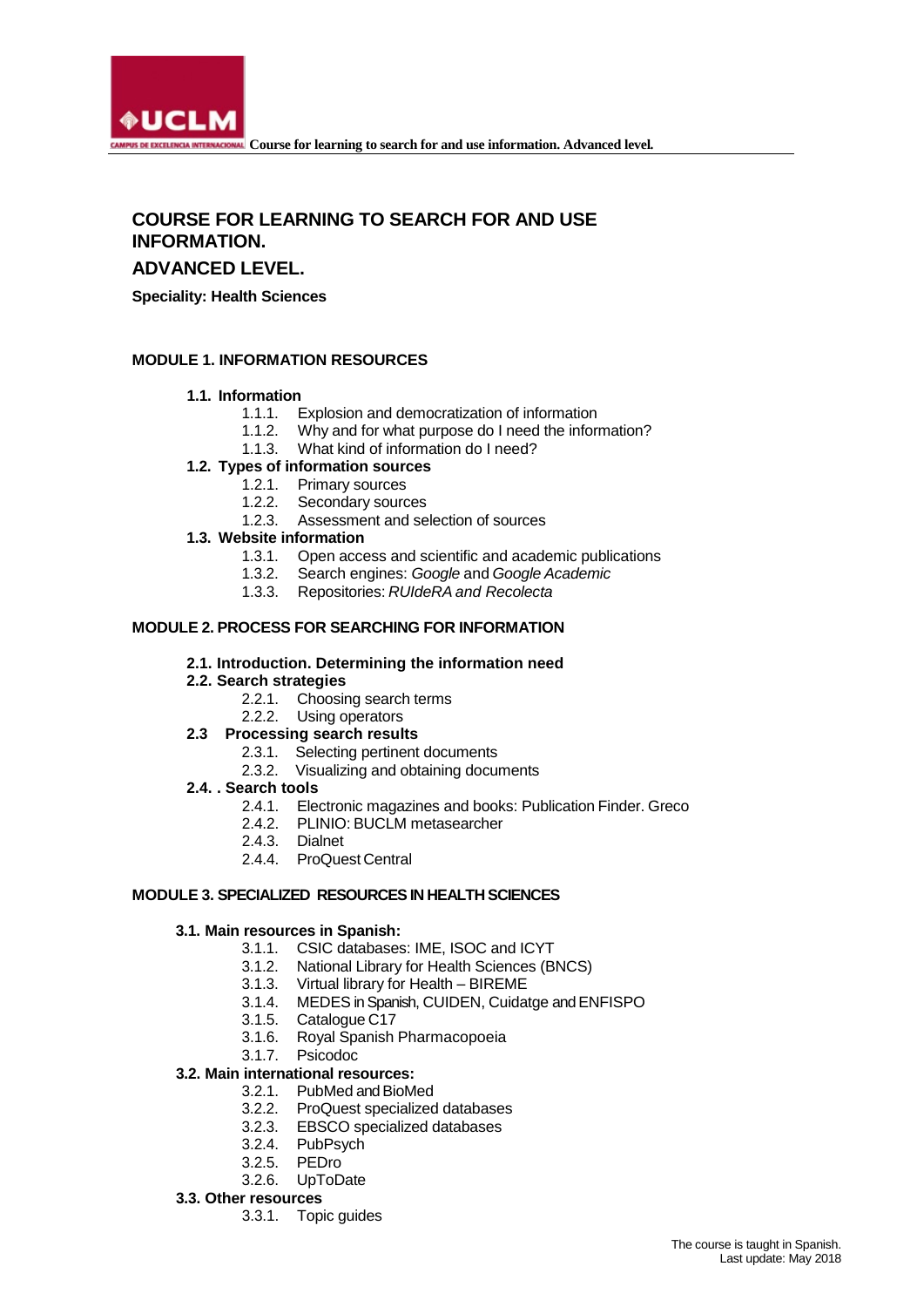# COURSE FOR LEARNING TO SEARCH FOR AND USE INFORMATION.

## ADVANCED LEVEL.

**Speciality: Health Sciences**

### MODULE 1. INFORMATION RESOURCES

- **1.1. Information**
  - 1.1.1. Explosion and democratization of information
  - 1.1.2. Why and for what purpose do I need the information?
  - 1.1.3. What kind of information do I need?
- **1.2. Types of information sources**
  - 1.2.1. Primary sources
  - 1.2.2. Secondary sources
  - 1.2.3. Assessment and selection of sources
- **1.3. Website information**
  - 1.3.1. Open access and scientific and academic publications
  - 1.3.2. Search engines: *Google* and *Google Academic*
  - 1.3.3. Repositories: *RUIdeRA and Recolecta*

### MODULE 2. PROCESS FOR SEARCHING FOR INFORMATION

- **2.1. Introduction. Determining the information need**
- **2.2. Search strategies**
  - 2.2.1. Choosing search terms
  - 2.2.2. Using operators
- **2.3 Processing search results**
  - 2.3.1. Selecting pertinent documents
  - 2.3.2. Visualizing and obtaining documents
- **2.4. . Search tools**
  - 2.4.1. Electronic magazines and books: Publication Finder. Greco
  - 2.4.2. PLINIO: BUCLM metasearcher
  - 2.4.3. Dialnet
  - 2.4.4. ProQuest Central

### MODULE 3. SPECIALIZED RESOURCES IN HEALTH SCIENCES

- **3.1. Main resources in Spanish:**
  - 3.1.1. CSIC databases: IME, ISOC and ICYT
  - 3.1.2. National Library for Health Sciences (BNCS)
  - 3.1.3. Virtual library for Health – BIREME
  - 3.1.4. MEDES in Spanish, CUIDEN, Cuidatge and ENFISPO
  - 3.1.5. Catalogue C17
  - 3.1.6. Royal Spanish Pharmacopoeia
  - 3.1.7. Psicodoc
- **3.2. Main international resources:**
  - 3.2.1. PubMed and BioMed
  - 3.2.2. ProQuest specialized databases
  - 3.2.3. EBSCO specialized databases
  - 3.2.4. PubPsych
  - 3.2.5. PEDro
  - 3.2.6. UpToDate
- **3.3. Other resources**
  - 3.3.1. Topic guides

The course is taught in Spanish.
Last update: May 2018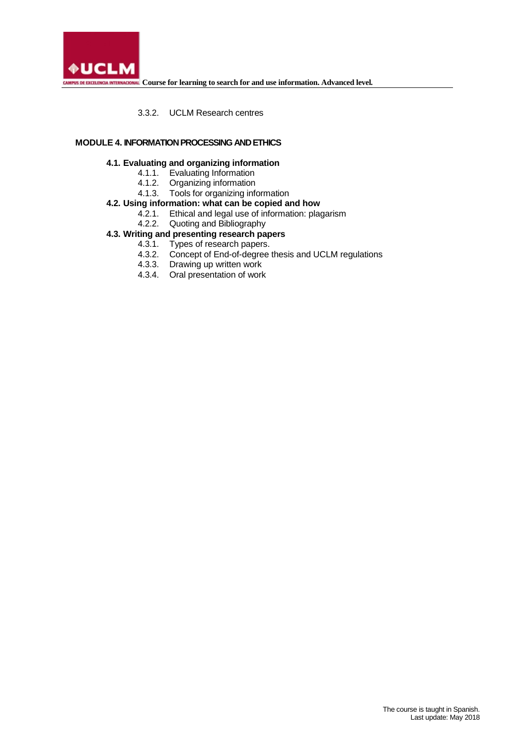3.3.2. UCLM Research centres

## MODULE 4. INFORMATION PROCESSING AND ETHICS

### 4.1. Evaluating and organizing information

- 4.1.1. Evaluating Information
- 4.1.2. Organizing information
- 4.1.3. Tools for organizing information

### 4.2. Using information: what can be copied and how

- 4.2.1. Ethical and legal use of information: plagarism
- 4.2.2. Quoting and Bibliography

### 4.3. Writing and presenting research papers

- 4.3.1. Types of research papers.
- 4.3.2. Concept of End-of-degree thesis and UCLM regulations
- 4.3.3. Drawing up written work
- 4.3.4. Oral presentation of work

The course is taught in Spanish.
Last update: May 2018